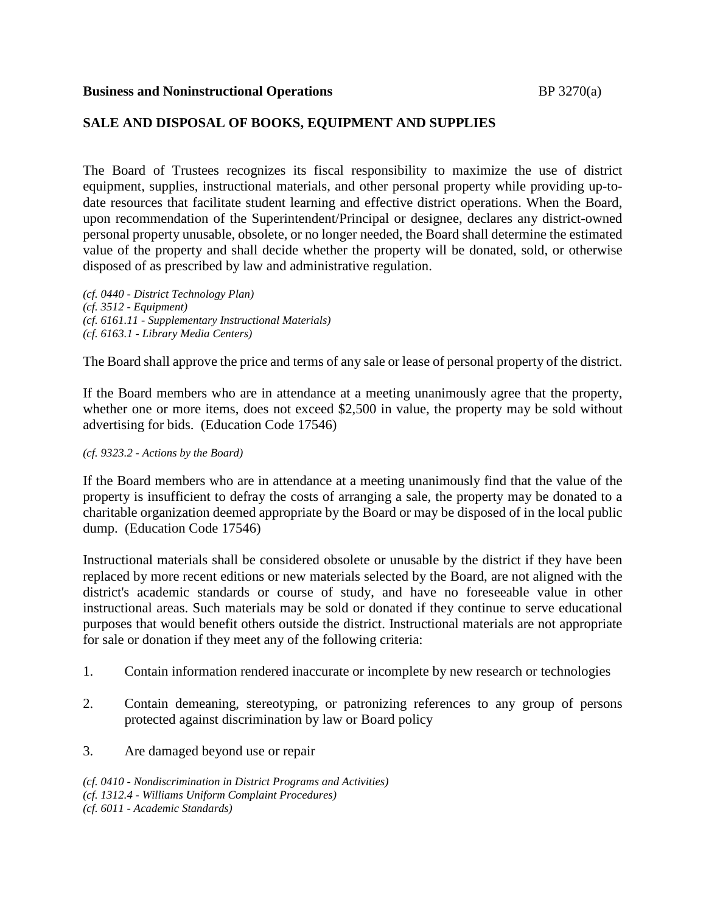**Business and Noninstructional Operations** BP 3270(a)

## SALE AND DISPOSAL OF BOOKS, EQUIPMENT AND SUPPLIES

The Board of Trustees recognizes its fiscal responsibility to maximize the use of district equipment, supplies, instructional materials, and other personal property while providing up-to-date resources that facilitate student learning and effective district operations. When the Board, upon recommendation of the Superintendent/Principal or designee, declares any district-owned personal property unusable, obsolete, or no longer needed, the Board shall determine the estimated value of the property and shall decide whether the property will be donated, sold, or otherwise disposed of as prescribed by law and administrative regulation.

*(cf. 0440 - District Technology Plan)*
*(cf. 3512 - Equipment)*
*(cf. 6161.11 - Supplementary Instructional Materials)*
*(cf. 6163.1 - Library Media Centers)*

The Board shall approve the price and terms of any sale or lease of personal property of the district.

If the Board members who are in attendance at a meeting unanimously agree that the property, whether one or more items, does not exceed $2,500 in value, the property may be sold without advertising for bids. (Education Code 17546)

*(cf. 9323.2 - Actions by the Board)*

If the Board members who are in attendance at a meeting unanimously find that the value of the property is insufficient to defray the costs of arranging a sale, the property may be donated to a charitable organization deemed appropriate by the Board or may be disposed of in the local public dump. (Education Code 17546)

Instructional materials shall be considered obsolete or unusable by the district if they have been replaced by more recent editions or new materials selected by the Board, are not aligned with the district's academic standards or course of study, and have no foreseeable value in other instructional areas. Such materials may be sold or donated if they continue to serve educational purposes that would benefit others outside the district. Instructional materials are not appropriate for sale or donation if they meet any of the following criteria:

1. Contain information rendered inaccurate or incomplete by new research or technologies

2. Contain demeaning, stereotyping, or patronizing references to any group of persons protected against discrimination by law or Board policy

3. Are damaged beyond use or repair

*(cf. 0410 - Nondiscrimination in District Programs and Activities)*
*(cf. 1312.4 - Williams Uniform Complaint Procedures)*
*(cf. 6011 - Academic Standards)*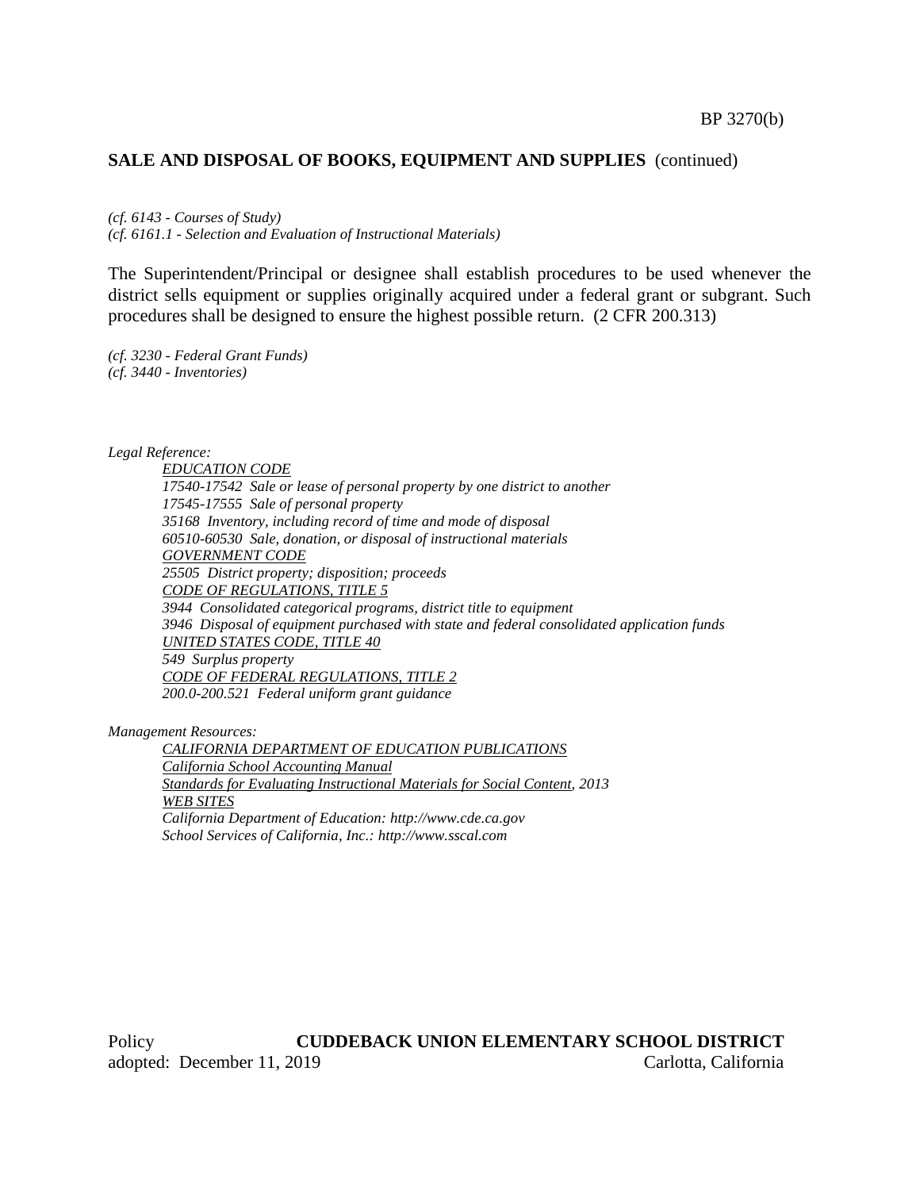*(cf. 6143 - Courses of Study)*
*(cf. 6161.1 - Selection and Evaluation of Instructional Materials)*

The Superintendent/Principal or designee shall establish procedures to be used whenever the district sells equipment or supplies originally acquired under a federal grant or subgrant. Such procedures shall be designed to ensure the highest possible return. (2 CFR 200.313)

*(cf. 3230 - Federal Grant Funds)*
*(cf. 3440 - Inventories)*

*Legal Reference:*

*EDUCATION CODE*
*17540-17542 Sale or lease of personal property by one district to another*
*17545-17555 Sale of personal property*
*35168 Inventory, including record of time and mode of disposal*
*60510-60530 Sale, donation, or disposal of instructional materials*
*GOVERNMENT CODE*
*25505 District property; disposition; proceeds*
*CODE OF REGULATIONS, TITLE 5*
*3944 Consolidated categorical programs, district title to equipment*
*3946 Disposal of equipment purchased with state and federal consolidated application funds*
*UNITED STATES CODE, TITLE 40*
*549 Surplus property*
*CODE OF FEDERAL REGULATIONS, TITLE 2*
*200.0-200.521 Federal uniform grant guidance*

*Management Resources:*

*CALIFORNIA DEPARTMENT OF EDUCATION PUBLICATIONS*
*California School Accounting Manual*
*Standards for Evaluating Instructional Materials for Social Content, 2013*
*WEB SITES*
*California Department of Education: http://www.cde.ca.gov*
*School Services of California, Inc.: http://www.sscal.com*

Policy **CUDDEBACK UNION ELEMENTARY SCHOOL DISTRICT**
adopted: December 11, 2019 Carlotta, California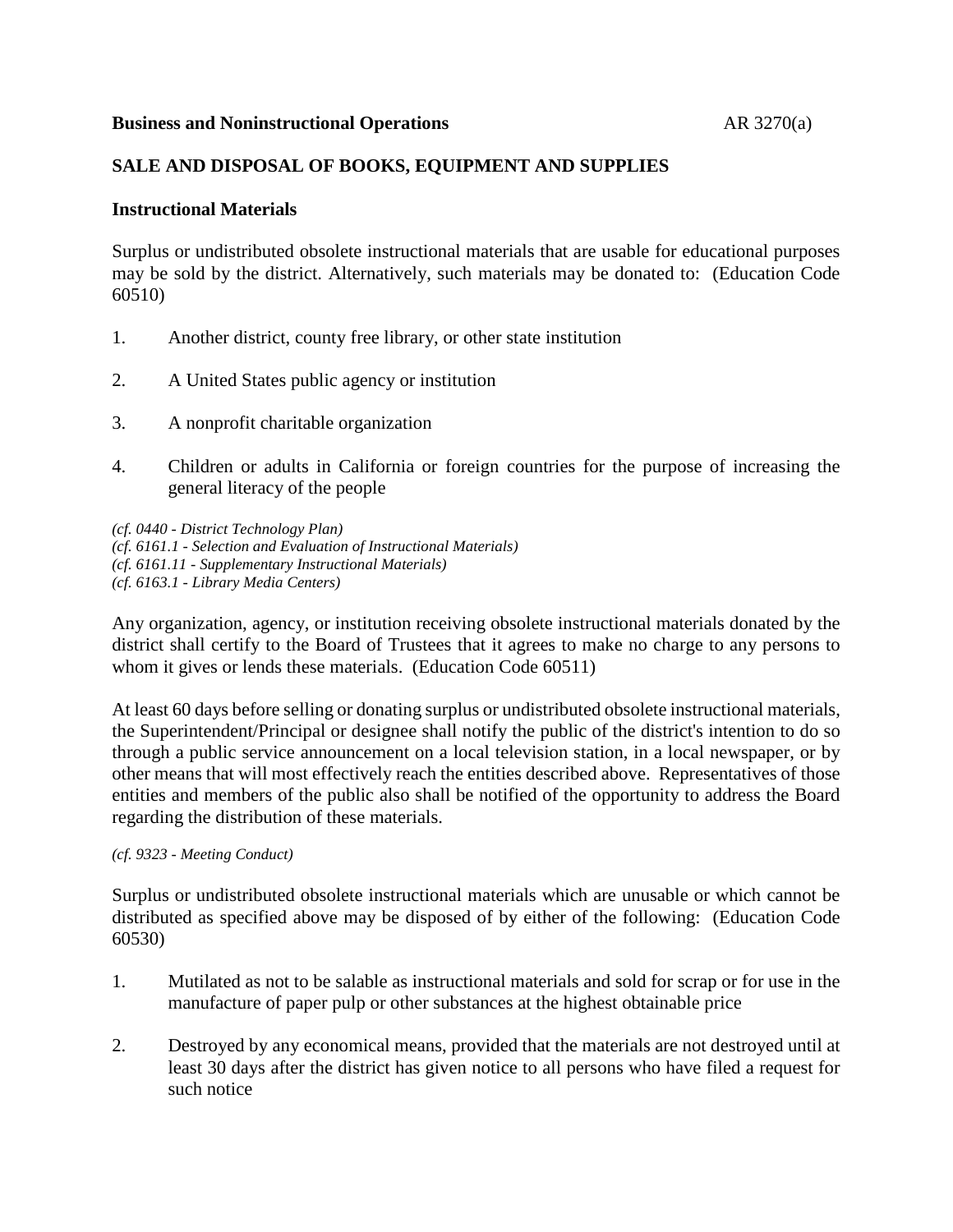**Business and Noninstructional Operations** AR 3270(a)

## SALE AND DISPOSAL OF BOOKS, EQUIPMENT AND SUPPLIES

### Instructional Materials

Surplus or undistributed obsolete instructional materials that are usable for educational purposes may be sold by the district. Alternatively, such materials may be donated to: (Education Code 60510)

1. Another district, county free library, or other state institution

2. A United States public agency or institution

3. A nonprofit charitable organization

4. Children or adults in California or foreign countries for the purpose of increasing the general literacy of the people

*(cf. 0440 - District Technology Plan)*
*(cf. 6161.1 - Selection and Evaluation of Instructional Materials)*
*(cf. 6161.11 - Supplementary Instructional Materials)*
*(cf. 6163.1 - Library Media Centers)*

Any organization, agency, or institution receiving obsolete instructional materials donated by the district shall certify to the Board of Trustees that it agrees to make no charge to any persons to whom it gives or lends these materials. (Education Code 60511)

At least 60 days before selling or donating surplus or undistributed obsolete instructional materials, the Superintendent/Principal or designee shall notify the public of the district's intention to do so through a public service announcement on a local television station, in a local newspaper, or by other means that will most effectively reach the entities described above. Representatives of those entities and members of the public also shall be notified of the opportunity to address the Board regarding the distribution of these materials.

*(cf. 9323 - Meeting Conduct)*

Surplus or undistributed obsolete instructional materials which are unusable or which cannot be distributed as specified above may be disposed of by either of the following: (Education Code 60530)

1. Mutilated as not to be salable as instructional materials and sold for scrap or for use in the manufacture of paper pulp or other substances at the highest obtainable price

2. Destroyed by any economical means, provided that the materials are not destroyed until at least 30 days after the district has given notice to all persons who have filed a request for such notice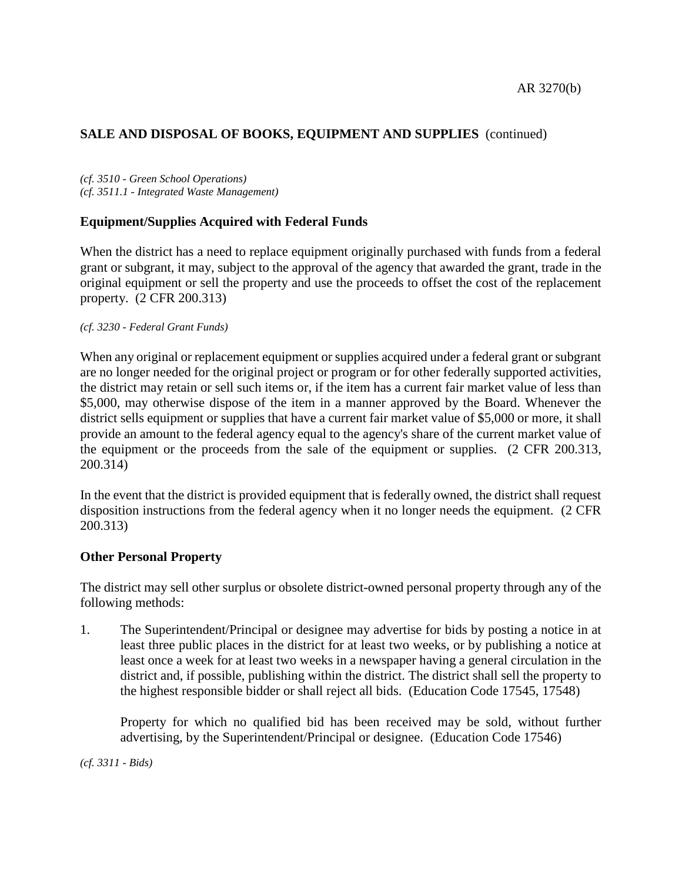*(cf. 3510 - Green School Operations)*
*(cf. 3511.1 - Integrated Waste Management)*

### Equipment/Supplies Acquired with Federal Funds

When the district has a need to replace equipment originally purchased with funds from a federal grant or subgrant, it may, subject to the approval of the agency that awarded the grant, trade in the original equipment or sell the property and use the proceeds to offset the cost of the replacement property. (2 CFR 200.313)

*(cf. 3230 - Federal Grant Funds)*

When any original or replacement equipment or supplies acquired under a federal grant or subgrant are no longer needed for the original project or program or for other federally supported activities, the district may retain or sell such items or, if the item has a current fair market value of less than $5,000, may otherwise dispose of the item in a manner approved by the Board. Whenever the district sells equipment or supplies that have a current fair market value of $5,000 or more, it shall provide an amount to the federal agency equal to the agency's share of the current market value of the equipment or the proceeds from the sale of the equipment or supplies. (2 CFR 200.313, 200.314)

In the event that the district is provided equipment that is federally owned, the district shall request disposition instructions from the federal agency when it no longer needs the equipment. (2 CFR 200.313)

### Other Personal Property

The district may sell other surplus or obsolete district-owned personal property through any of the following methods:

1. The Superintendent/Principal or designee may advertise for bids by posting a notice in at least three public places in the district for at least two weeks, or by publishing a notice at least once a week for at least two weeks in a newspaper having a general circulation in the district and, if possible, publishing within the district. The district shall sell the property to the highest responsible bidder or shall reject all bids. (Education Code 17545, 17548)

   Property for which no qualified bid has been received may be sold, without further advertising, by the Superintendent/Principal or designee. (Education Code 17546)

*(cf. 3311 - Bids)*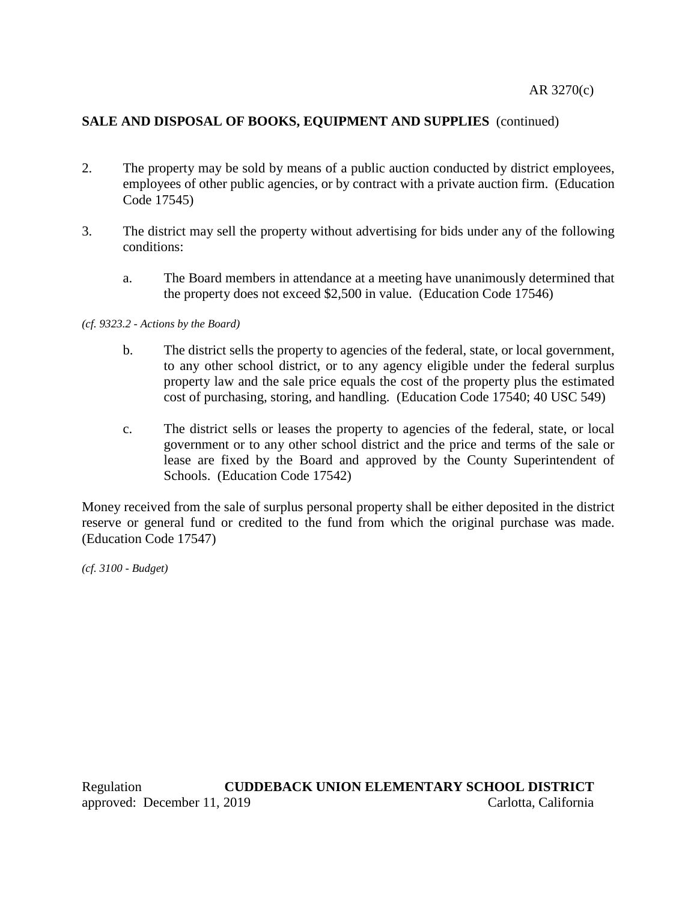**SALE AND DISPOSAL OF BOOKS, EQUIPMENT AND SUPPLIES** (continued)

2. The property may be sold by means of a public auction conducted by district employees, employees of other public agencies, or by contract with a private auction firm. (Education Code 17545)

3. The district may sell the property without advertising for bids under any of the following conditions:

    a. The Board members in attendance at a meeting have unanimously determined that the property does not exceed $2,500 in value. (Education Code 17546)

*(cf. 9323.2 - Actions by the Board)*

    b. The district sells the property to agencies of the federal, state, or local government, to any other school district, or to any agency eligible under the federal surplus property law and the sale price equals the cost of the property plus the estimated cost of purchasing, storing, and handling. (Education Code 17540; 40 USC 549)

    c. The district sells or leases the property to agencies of the federal, state, or local government or to any other school district and the price and terms of the sale or lease are fixed by the Board and approved by the County Superintendent of Schools. (Education Code 17542)

Money received from the sale of surplus personal property shall be either deposited in the district reserve or general fund or credited to the fund from which the original purchase was made. (Education Code 17547)

*(cf. 3100 - Budget)*

Regulation **CUDDEBACK UNION ELEMENTARY SCHOOL DISTRICT**
approved: December 11, 2019 Carlotta, California